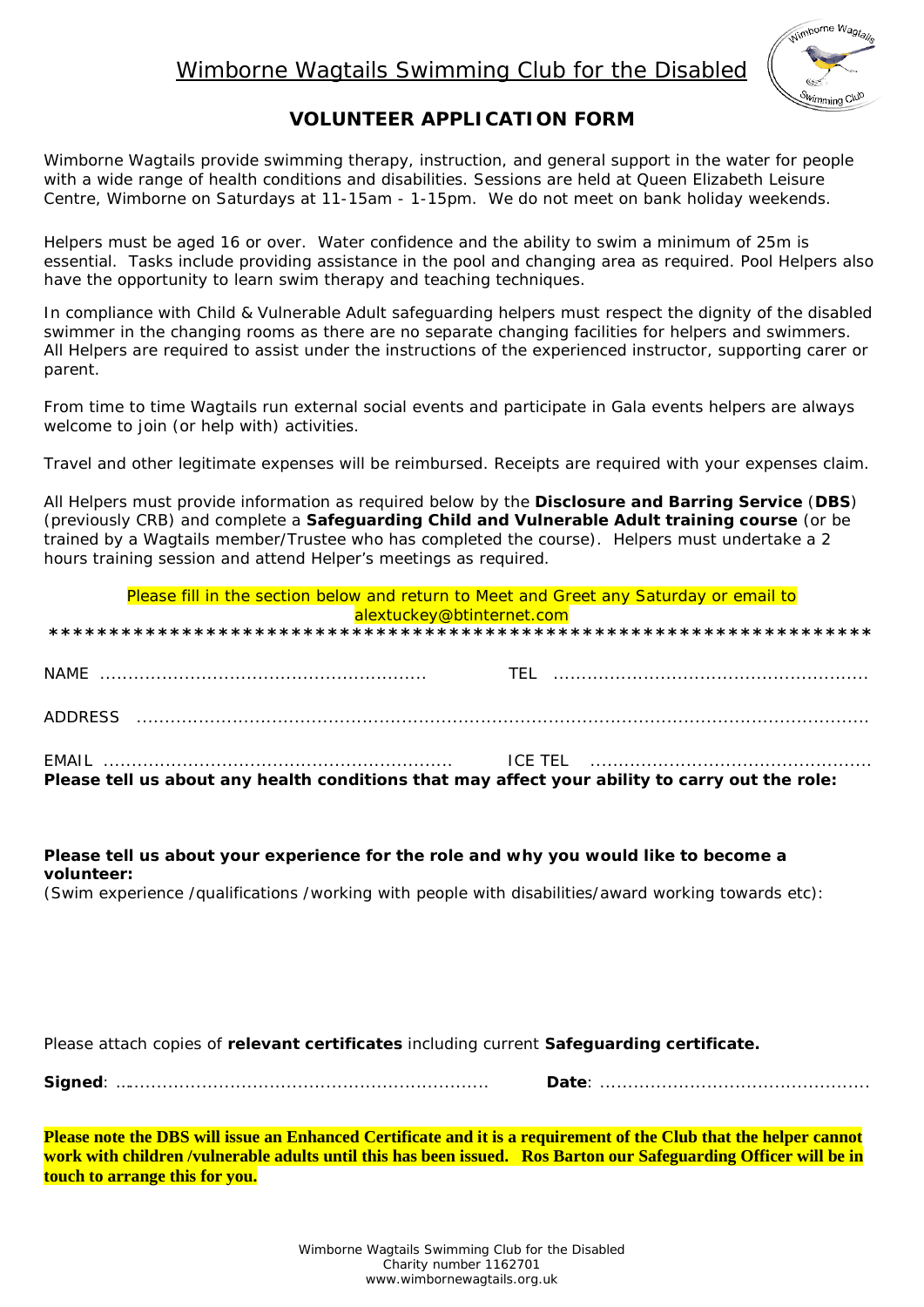# Wimborne Wagtails Swimming Club for the Disabled

## VOLUNTEER APPLICATION FORM

Wimborne Wagtails provide swimming therapy, instruction, and general support in the water for people with a wide range of health conditions and disabilities. Sessions are held at Queen Elizabeth Leisure Centre, Wimborne on Saturdays at 11-15am - 1-15pm. We do not meet on bank holiday weekends.

Helpers must be aged 16 or over. Water confidence and the ability to swim a minimum of 25m is essential. Tasks include providing assistance in the pool and changing area as required. Pool Helpers also have the opportunity to learn swim therapy and teaching techniques.

In compliance with Child & Vulnerable Adult safeguarding helpers must respect the dignity of the disabled swimmer in the changing rooms as there are no separate changing facilities for helpers and swimmers. All Helpers are required to assist under the instructions of the experienced instructor, supporting carer or parent.

From time to time Wagtails run external social events and participate in Gala events helpers are always welcome to join (or help with) activities.

Travel and other legitimate expenses will be reimbursed. Receipts are required with your expenses claim.

All Helpers must provide information as required below by the **Disclosure and Barring Service** (**DBS**) (previously CRB) and complete a **Safeguarding Child and Vulnerable Adult training course** (or be trained by a Wagtails member/Trustee who has completed the course). Helpers must undertake a 2 hours training session and attend Helper's meetings as required.

Please fill in the section below and return to Meet and Greet any Saturday or email to alextuckey@btinternet.com

*******************************************************************

NAME ........................................................ TEL ......................................................

ADDRESS ..................................................................................................................

EMAIL ........................................................... ICE TEL ................................................

**Please tell us about any health conditions that may affect your ability to carry out the role:**

**Please tell us about your experience for the role and why you would like to become a volunteer:**

(Swim experience /qualifications /working with people with disabilities/award working towards etc):

Please attach copies of **relevant certificates** including current **Safeguarding certificate.**

**Signed**: ................................................................. **Date**: ...............................................

**Please note the DBS will issue an Enhanced Certificate and it is a requirement of the Club that the helper cannot work with children /vulnerable adults until this has been issued. Ros Barton our Safeguarding Officer will be in touch to arrange this for you.**

Wimborne Wagtails Swimming Club for the Disabled
Charity number 1162701
www.wimbornewagtails.org.uk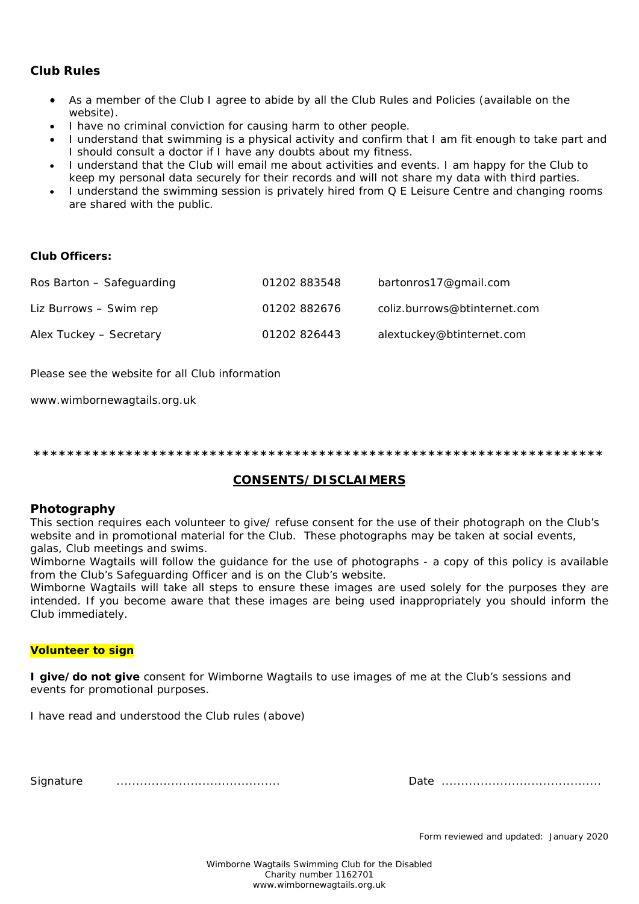### Club Rules

- As a member of the Club I agree to abide by all the Club Rules and Policies (available on the website).
- I have no criminal conviction for causing harm to other people.
- I understand that swimming is a physical activity and confirm that I am fit enough to take part and I should consult a doctor if I have any doubts about my fitness.
- I understand that the Club will email me about activities and events. I am happy for the Club to keep my personal data securely for their records and will not share my data with third parties.
- I understand the swimming session is privately hired from Q E Leisure Centre and changing rooms are shared with the public.

**Club Officers:**

| | | |
|---|---|---|
| Ros Barton – Safeguarding | 01202 883548 | bartonros17@gmail.com |
| Liz Burrows – Swim rep | 01202 882676 | coliz.burrows@btinternet.com |
| Alex Tuckey – Secretary | 01202 826443 | alextuckey@btinternet.com |

Please see the website for all Club information

www.wimbornewagtails.org.uk

*******************************************************************

## CONSENTS/DISCLAIMERS

### Photography

This section requires each volunteer to give/ refuse consent for the use of their photograph on the Club's website and in promotional material for the Club. These photographs may be taken at social events, galas, Club meetings and swims.

Wimborne Wagtails will follow the guidance for the use of photographs - a copy of this policy is available from the Club's Safeguarding Officer and is on the Club's website.

Wimborne Wagtails will take all steps to ensure these images are used solely for the purposes they are intended. If you become aware that these images are being used inappropriately you should inform the Club immediately.

**Volunteer to sign**

**I give/do not give** consent for Wimborne Wagtails to use images of me at the Club's sessions and events for promotional purposes.

I have read and understood the Club rules (above)

Signature .........................................  Date ........................................

Form reviewed and updated: January 2020

Wimborne Wagtails Swimming Club for the Disabled
Charity number 1162701
www.wimbornewagtails.org.uk